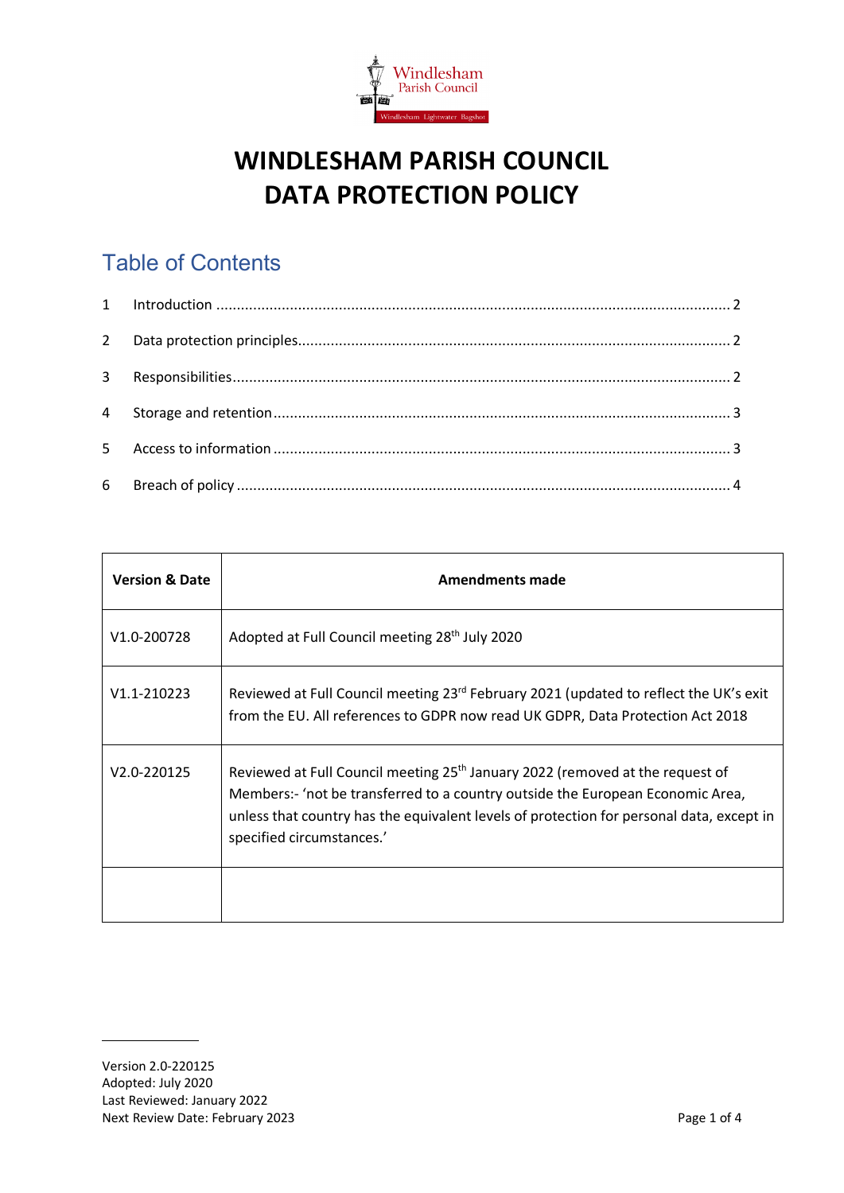# WINDLESHAM PARISH COUNCIL
# DATA PROTECTION POLICY

## Table of Contents

1 Introduction .... 2

2 Data protection principles.... 2

3 Responsibilities.... 2

4 Storage and retention.... 3

5 Access to information .... 3

6 Breach of policy .... 4

| Version & Date | Amendments made |
|---|---|
| V1.0-200728 | Adopted at Full Council meeting 28th July 2020 |
| V1.1-210223 | Reviewed at Full Council meeting 23rd February 2021 (updated to reflect the UK's exit from the EU. All references to GDPR now read UK GDPR, Data Protection Act 2018 |
| V2.0-220125 | Reviewed at Full Council meeting 25th January 2022 (removed at the request of Members:- 'not be transferred to a country outside the European Economic Area, unless that country has the equivalent levels of protection for personal data, except in specified circumstances.' |
| | |

Version 2.0-220125
Adopted: July 2020
Last Reviewed: January 2022
Next Review Date: February 2023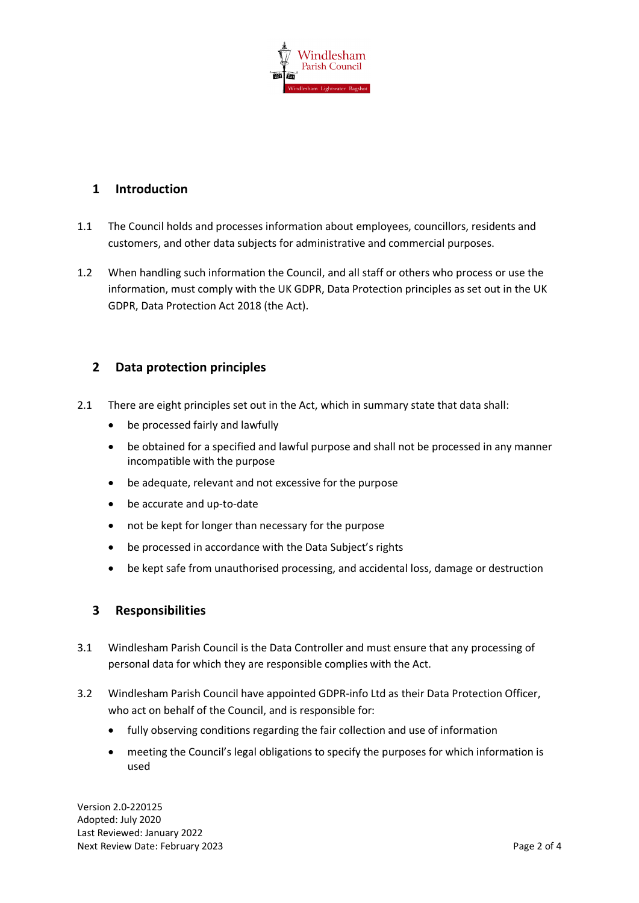## 1 Introduction

1.1 The Council holds and processes information about employees, councillors, residents and customers, and other data subjects for administrative and commercial purposes.

1.2 When handling such information the Council, and all staff or others who process or use the information, must comply with the UK GDPR, Data Protection principles as set out in the UK GDPR, Data Protection Act 2018 (the Act).

## 2 Data protection principles

2.1 There are eight principles set out in the Act, which in summary state that data shall:

- be processed fairly and lawfully
- be obtained for a specified and lawful purpose and shall not be processed in any manner incompatible with the purpose
- be adequate, relevant and not excessive for the purpose
- be accurate and up-to-date
- not be kept for longer than necessary for the purpose
- be processed in accordance with the Data Subject's rights
- be kept safe from unauthorised processing, and accidental loss, damage or destruction

## 3 Responsibilities

3.1 Windlesham Parish Council is the Data Controller and must ensure that any processing of personal data for which they are responsible complies with the Act.

3.2 Windlesham Parish Council have appointed GDPR-info Ltd as their Data Protection Officer, who act on behalf of the Council, and is responsible for:

- fully observing conditions regarding the fair collection and use of information
- meeting the Council's legal obligations to specify the purposes for which information is used

Version 2.0-220125
Adopted: July 2020
Last Reviewed: January 2022
Next Review Date: February 2023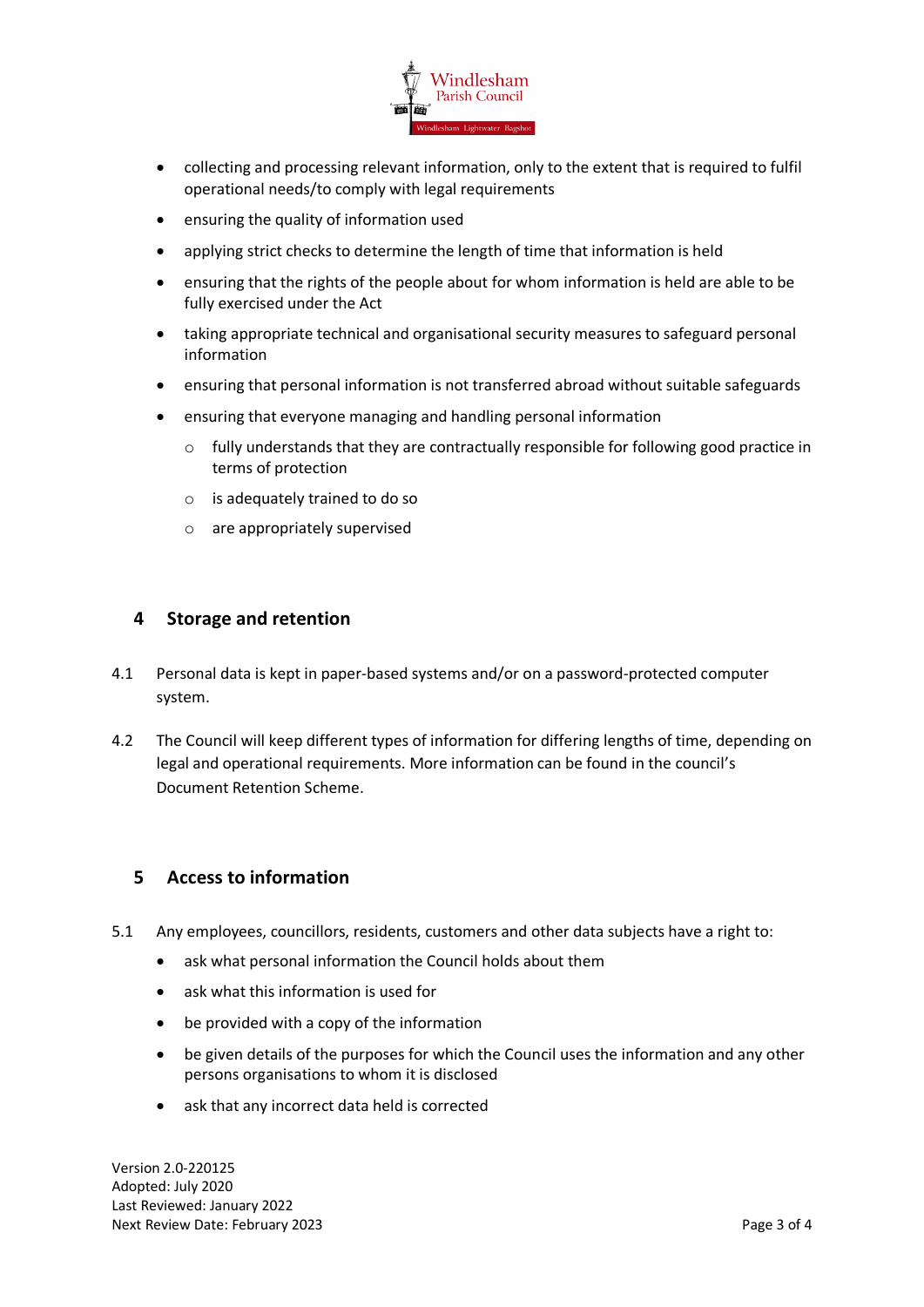- collecting and processing relevant information, only to the extent that is required to fulfil operational needs/to comply with legal requirements
- ensuring the quality of information used
- applying strict checks to determine the length of time that information is held
- ensuring that the rights of the people about for whom information is held are able to be fully exercised under the Act
- taking appropriate technical and organisational security measures to safeguard personal information
- ensuring that personal information is not transferred abroad without suitable safeguards
- ensuring that everyone managing and handling personal information
  - fully understands that they are contractually responsible for following good practice in terms of protection
  - is adequately trained to do so
  - are appropriately supervised

## 4 Storage and retention

4.1 Personal data is kept in paper-based systems and/or on a password-protected computer system.

4.2 The Council will keep different types of information for differing lengths of time, depending on legal and operational requirements. More information can be found in the council's Document Retention Scheme.

## 5 Access to information

5.1 Any employees, councillors, residents, customers and other data subjects have a right to:

- ask what personal information the Council holds about them
- ask what this information is used for
- be provided with a copy of the information
- be given details of the purposes for which the Council uses the information and any other persons organisations to whom it is disclosed
- ask that any incorrect data held is corrected

Version 2.0-220125
Adopted: July 2020
Last Reviewed: January 2022
Next Review Date: February 2023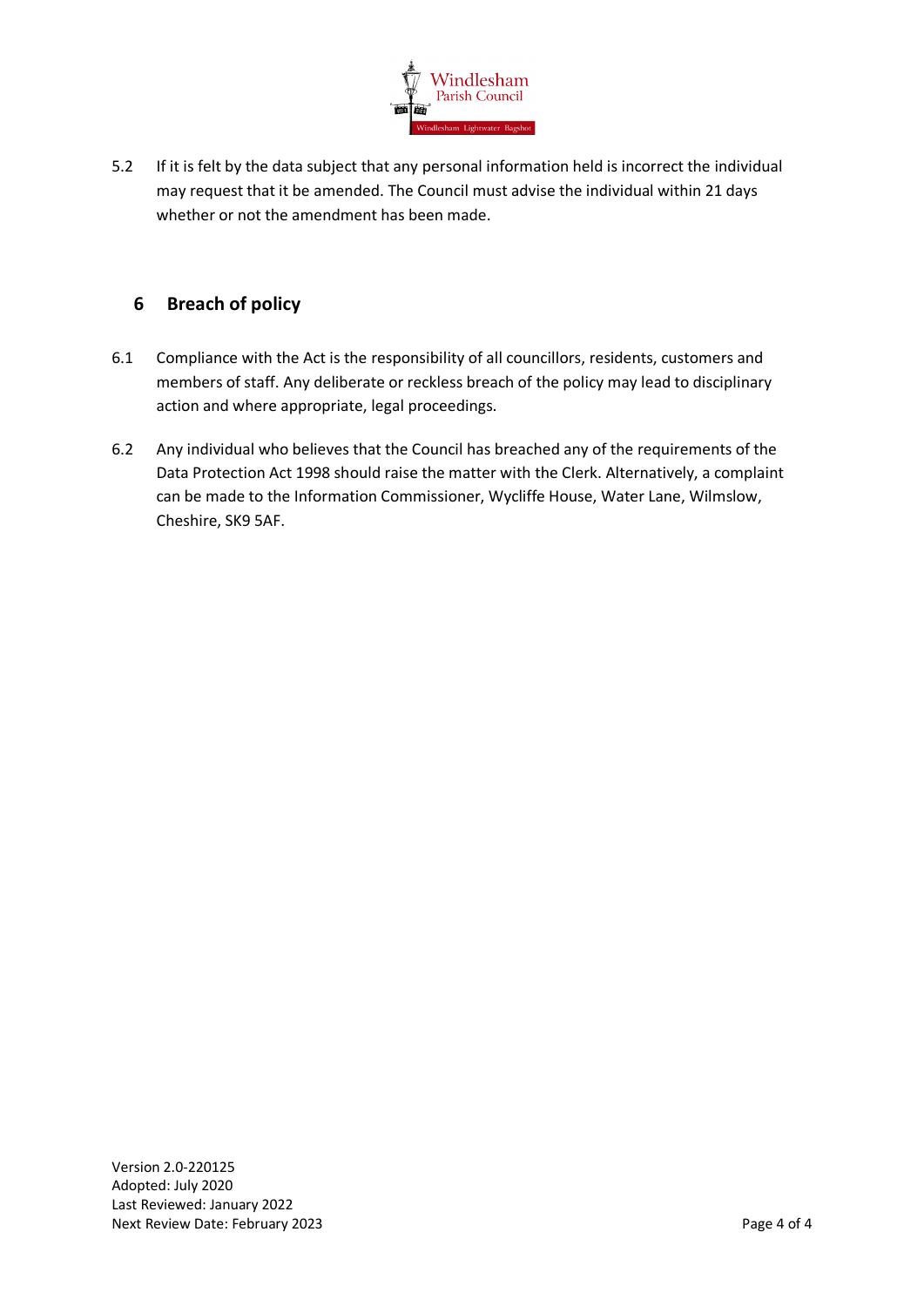5.2 If it is felt by the data subject that any personal information held is incorrect the individual may request that it be amended. The Council must advise the individual within 21 days whether or not the amendment has been made.

## 6 Breach of policy

6.1 Compliance with the Act is the responsibility of all councillors, residents, customers and members of staff. Any deliberate or reckless breach of the policy may lead to disciplinary action and where appropriate, legal proceedings.

6.2 Any individual who believes that the Council has breached any of the requirements of the Data Protection Act 1998 should raise the matter with the Clerk. Alternatively, a complaint can be made to the Information Commissioner, Wycliffe House, Water Lane, Wilmslow, Cheshire, SK9 5AF.

Version 2.0-220125
Adopted: July 2020
Last Reviewed: January 2022
Next Review Date: February 2023